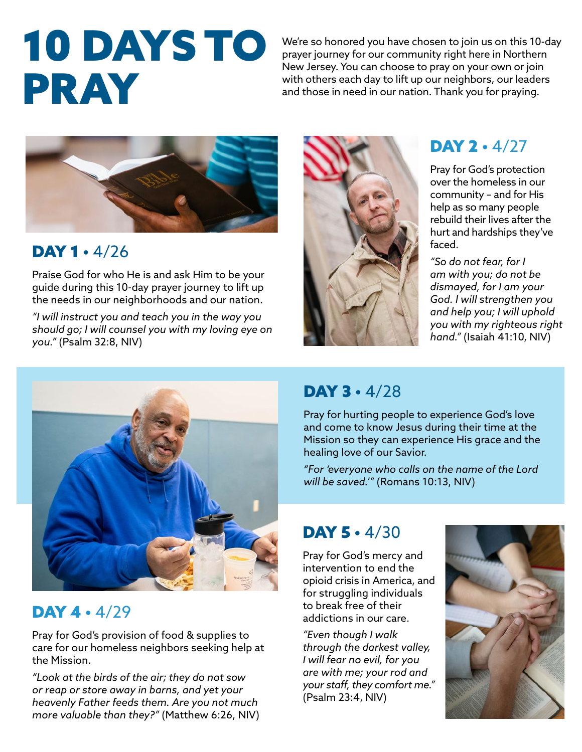# 10 DAYS TO PRAY

We're so honored you have chosen to join us on this 10-day prayer journey for our community right here in Northern New Jersey. You can choose to pray on your own or join with others each day to lift up our neighbors, our leaders and those in need in our nation. Thank you for praying.

## DAY 1 • 4/26

Praise God for who He is and ask Him to be your guide during this 10-day prayer journey to lift up the needs in our neighborhoods and our nation.

*"I will instruct you and teach you in the way you should go; I will counsel you with my loving eye on you."* (Psalm 32:8, NIV)

## DAY 2 • 4/27

Pray for God's protection over the homeless in our community – and for His help as so many people rebuild their lives after the hurt and hardships they've faced.

*"So do not fear, for I am with you; do not be dismayed, for I am your God. I will strengthen you and help you; I will uphold you with my righteous right hand."* (Isaiah 41:10, NIV)

## DAY 3 • 4/28

Pray for hurting people to experience God's love and come to know Jesus during their time at the Mission so they can experience His grace and the healing love of our Savior.

*"For 'everyone who calls on the name of the Lord will be saved.'"* (Romans 10:13, NIV)

## DAY 4 • 4/29

Pray for God's provision of food & supplies to care for our homeless neighbors seeking help at the Mission.

*"Look at the birds of the air; they do not sow or reap or store away in barns, and yet your heavenly Father feeds them. Are you not much more valuable than they?"* (Matthew 6:26, NIV)

## DAY 5 • 4/30

Pray for God's mercy and intervention to end the opioid crisis in America, and for struggling individuals to break free of their addictions in our care.

*"Even though I walk through the darkest valley, I will fear no evil, for you are with me; your rod and your staff, they comfort me."* (Psalm 23:4, NIV)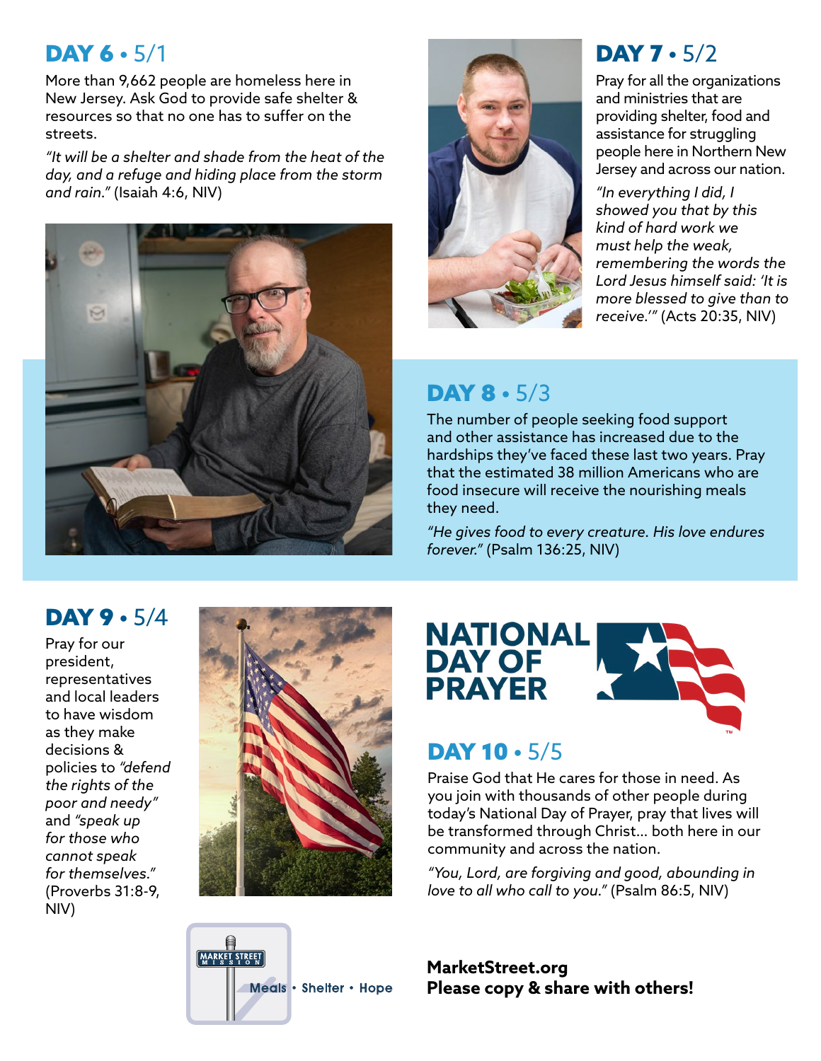## DAY 6 • 5/1

More than 9,662 people are homeless here in New Jersey. Ask God to provide safe shelter & resources so that no one has to suffer on the streets.

*"It will be a shelter and shade from the heat of the day, and a refuge and hiding place from the storm and rain."* (Isaiah 4:6, NIV)

## DAY 7 • 5/2

Pray for all the organizations and ministries that are providing shelter, food and assistance for struggling people here in Northern New Jersey and across our nation.

*"In everything I did, I showed you that by this kind of hard work we must help the weak, remembering the words the Lord Jesus himself said: 'It is more blessed to give than to receive.'"* (Acts 20:35, NIV)

## DAY 8 • 5/3

The number of people seeking food support and other assistance has increased due to the hardships they've faced these last two years. Pray that the estimated 38 million Americans who are food insecure will receive the nourishing meals they need.

*"He gives food to every creature. His love endures forever."* (Psalm 136:25, NIV)

## DAY 9 • 5/4

Pray for our president, representatives and local leaders to have wisdom as they make decisions & policies to *"defend the rights of the poor and needy"* and *"speak up for those who cannot speak for themselves."* (Proverbs 31:8-9, NIV)

**NATIONAL DAY OF PRAYER**™

## DAY 10 • 5/5

Praise God that He cares for those in need. As you join with thousands of other people during today's National Day of Prayer, pray that lives will be transformed through Christ... both here in our community and across the nation.

*"You, Lord, are forgiving and good, abounding in love to all who call to you."* (Psalm 86:5, NIV)

MARKET STREET MISSION

Meals • Shelter • Hope

**MarketStreet.org**
**Please copy & share with others!**